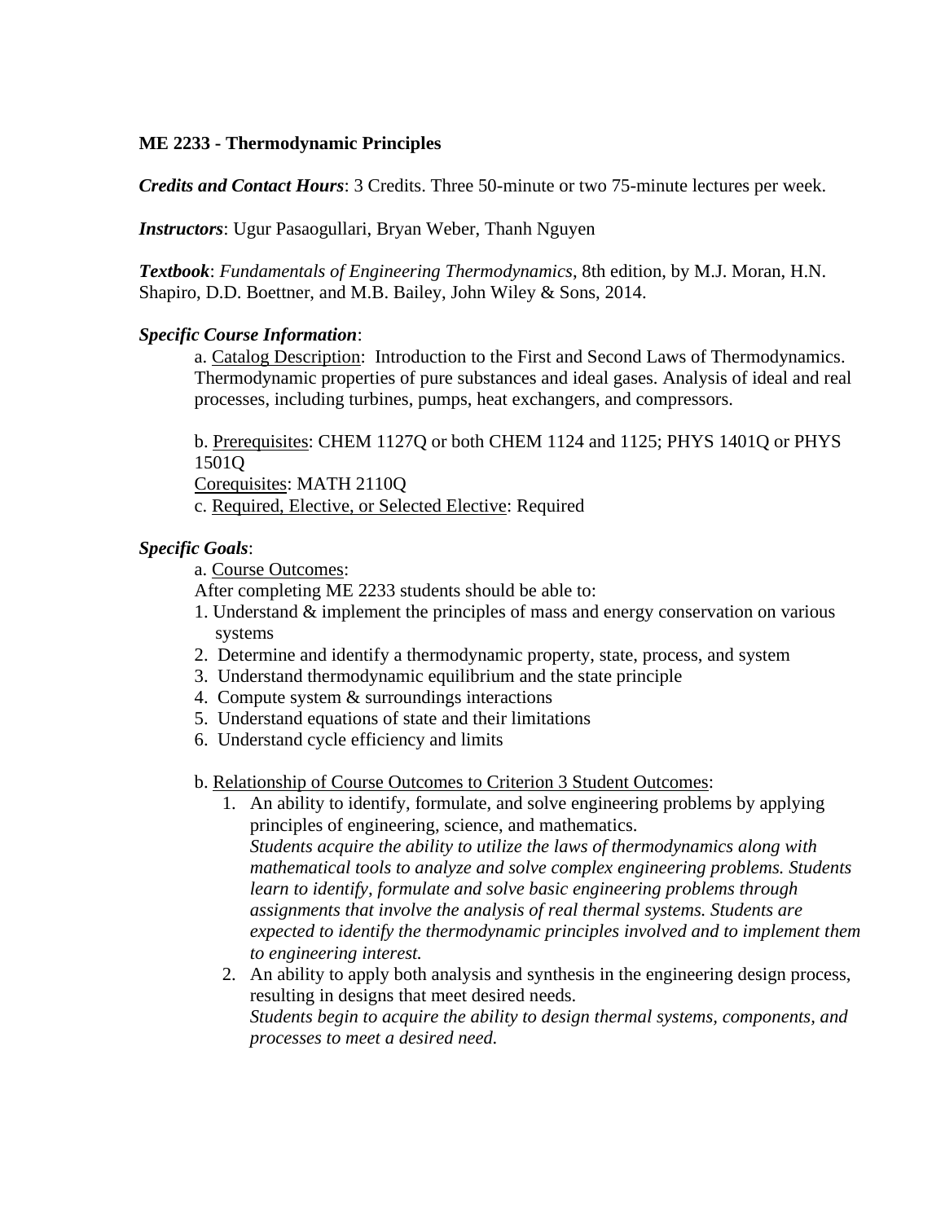**ME 2233 - Thermodynamic Principles**

***Credits and Contact Hours***: 3 Credits. Three 50-minute or two 75-minute lectures per week.

***Instructors***: Ugur Pasaogullari, Bryan Weber, Thanh Nguyen

***Textbook***: *Fundamentals of Engineering Thermodynamics*, 8th edition, by M.J. Moran, H.N. Shapiro, D.D. Boettner, and M.B. Bailey, John Wiley & Sons, 2014.

***Specific Course Information***:

a. Catalog Description: Introduction to the First and Second Laws of Thermodynamics. Thermodynamic properties of pure substances and ideal gases. Analysis of ideal and real processes, including turbines, pumps, heat exchangers, and compressors.

b. Prerequisites: CHEM 1127Q or both CHEM 1124 and 1125; PHYS 1401Q or PHYS 1501Q
Corequisites: MATH 2110Q
c. Required, Elective, or Selected Elective: Required

***Specific Goals***:

a. Course Outcomes:
After completing ME 2233 students should be able to:

1. Understand & implement the principles of mass and energy conservation on various systems
2. Determine and identify a thermodynamic property, state, process, and system
3. Understand thermodynamic equilibrium and the state principle
4. Compute system & surroundings interactions
5. Understand equations of state and their limitations
6. Understand cycle efficiency and limits

b. Relationship of Course Outcomes to Criterion 3 Student Outcomes:

1. An ability to identify, formulate, and solve engineering problems by applying principles of engineering, science, and mathematics.
   *Students acquire the ability to utilize the laws of thermodynamics along with mathematical tools to analyze and solve complex engineering problems. Students learn to identify, formulate and solve basic engineering problems through assignments that involve the analysis of real thermal systems. Students are expected to identify the thermodynamic principles involved and to implement them to engineering interest.*
2. An ability to apply both analysis and synthesis in the engineering design process, resulting in designs that meet desired needs.
   *Students begin to acquire the ability to design thermal systems, components, and processes to meet a desired need.*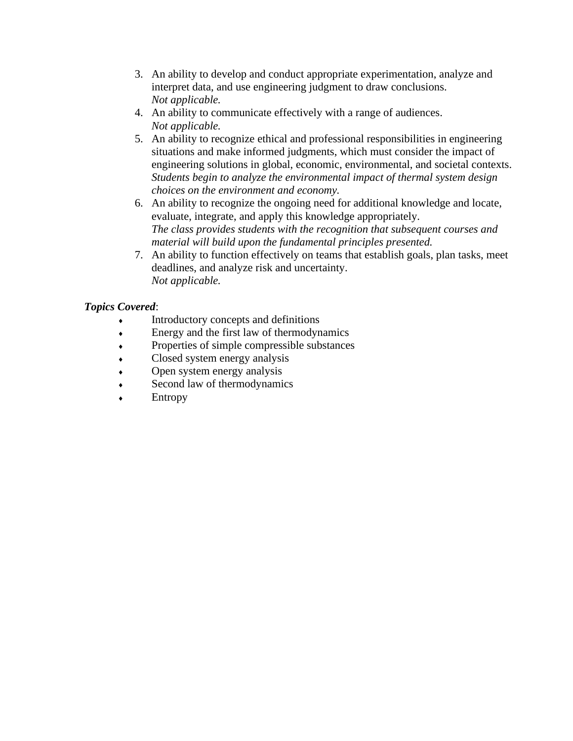3. An ability to develop and conduct appropriate experimentation, analyze and interpret data, and use engineering judgment to draw conclusions.
   *Not applicable.*
4. An ability to communicate effectively with a range of audiences.
   *Not applicable.*
5. An ability to recognize ethical and professional responsibilities in engineering situations and make informed judgments, which must consider the impact of engineering solutions in global, economic, environmental, and societal contexts.
   *Students begin to analyze the environmental impact of thermal system design choices on the environment and economy.*
6. An ability to recognize the ongoing need for additional knowledge and locate, evaluate, integrate, and apply this knowledge appropriately.
   *The class provides students with the recognition that subsequent courses and material will build upon the fundamental principles presented.*
7. An ability to function effectively on teams that establish goals, plan tasks, meet deadlines, and analyze risk and uncertainty.
   *Not applicable.*

***Topics Covered***:

- Introductory concepts and definitions
- Energy and the first law of thermodynamics
- Properties of simple compressible substances
- Closed system energy analysis
- Open system energy analysis
- Second law of thermodynamics
- Entropy